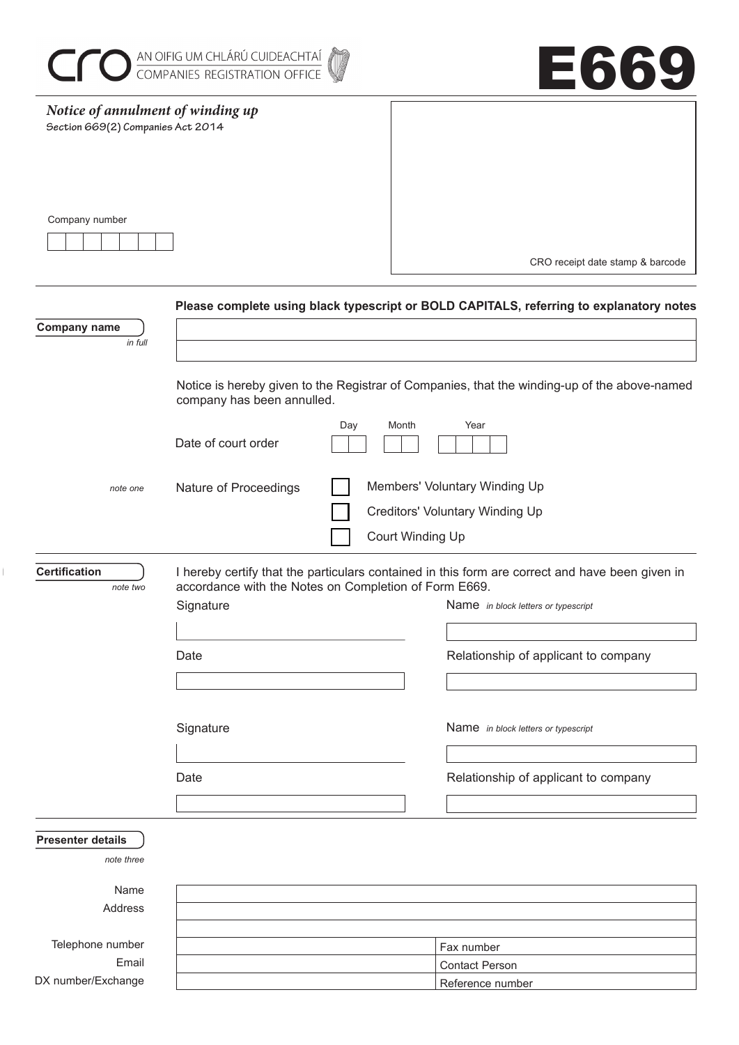CRO AN OIFIG UM CHLÁRÚ CUIDEACHTAÍ
COMPANIES REGISTRATION OFFICE

# E669

*Notice of annulment of winding up*
**Section 669(2) Companies Act 2014**

Company number

CRO receipt date stamp & barcode

**Please complete using black typescript or BOLD CAPITALS, referring to explanatory notes**

**Company name**
*in full*

Notice is hereby given to the Registrar of Companies, that the winding-up of the above-named company has been annulled.

Date of court order — Day / Month / Year

*note one* Nature of Proceedings

- ☐ Members' Voluntary Winding Up
- ☐ Creditors' Voluntary Winding Up
- ☐ Court Winding Up

**Certification**
*note two*

I hereby certify that the particulars contained in this form are correct and have been given in accordance with the Notes on Completion of Form E669.

| Signature | Name *in block letters or typescript* |
|---|---|
| | |
| Date | Relationship of applicant to company |
| | |

| Signature | Name *in block letters or typescript* |
|---|---|
| | |
| Date | Relationship of applicant to company |
| | |

**Presenter details**
*note three*

| | | |
|---|---|---|
| Name | | |
| Address | | |
| | | |
| Telephone number | | Fax number |
| Email | | Contact Person |
| DX number/Exchange | | Reference number |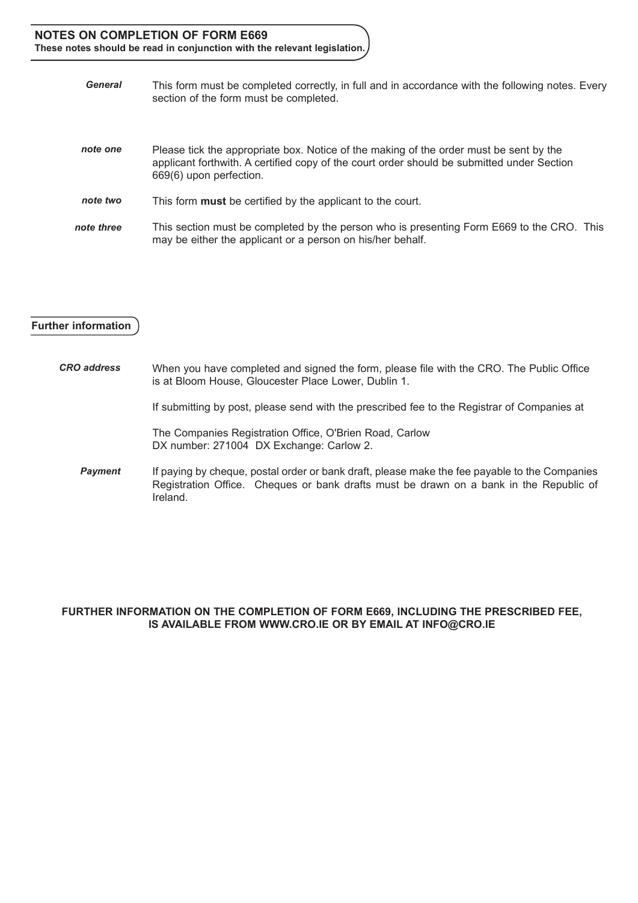## NOTES ON COMPLETION OF FORM E669

**These notes should be read in conjunction with the relevant legislation.**

*General* This form must be completed correctly, in full and in accordance with the following notes. Every section of the form must be completed.

*note one* Please tick the appropriate box. Notice of the making of the order must be sent by the applicant forthwith. A certified copy of the court order should be submitted under Section 669(6) upon perfection.

*note two* This form **must** be certified by the applicant to the court.

*note three* This section must be completed by the person who is presenting Form E669 to the CRO. This may be either the applicant or a person on his/her behalf.

## Further information

*CRO address* When you have completed and signed the form, please file with the CRO. The Public Office is at Bloom House, Gloucester Place Lower, Dublin 1.

If submitting by post, please send with the prescribed fee to the Registrar of Companies at

The Companies Registration Office, O'Brien Road, Carlow
DX number: 271004 DX Exchange: Carlow 2.

*Payment* If paying by cheque, postal order or bank draft, please make the fee payable to the Companies Registration Office. Cheques or bank drafts must be drawn on a bank in the Republic of Ireland.

**FURTHER INFORMATION ON THE COMPLETION OF FORM E669, INCLUDING THE PRESCRIBED FEE, IS AVAILABLE FROM WWW.CRO.IE OR BY EMAIL AT INFO@CRO.IE**